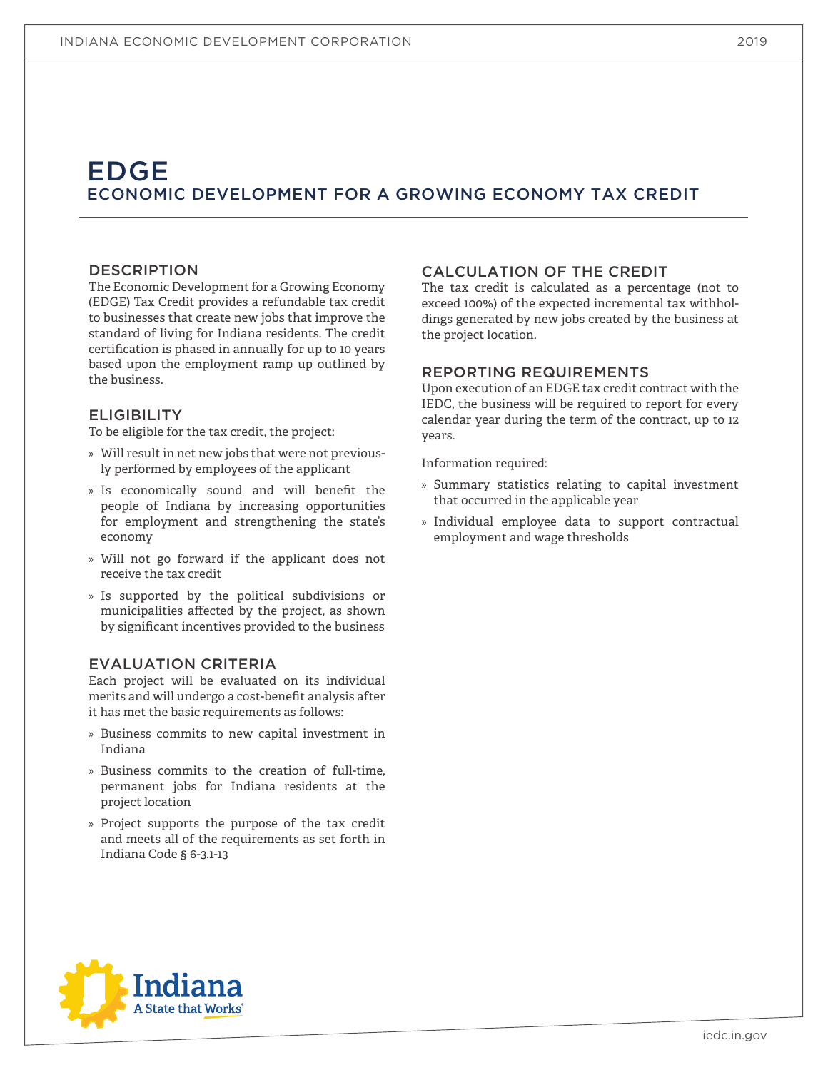# EDGE

## ECONOMIC DEVELOPMENT FOR A GROWING ECONOMY TAX CREDIT

### DESCRIPTION

The Economic Development for a Growing Economy (EDGE) Tax Credit provides a refundable tax credit to businesses that create new jobs that improve the standard of living for Indiana residents. The credit certification is phased in annually for up to 10 years based upon the employment ramp up outlined by the business.

### ELIGIBILITY

To be eligible for the tax credit, the project:

- Will result in net new jobs that were not previously performed by employees of the applicant
- Is economically sound and will benefit the people of Indiana by increasing opportunities for employment and strengthening the state's economy
- Will not go forward if the applicant does not receive the tax credit
- Is supported by the political subdivisions or municipalities affected by the project, as shown by significant incentives provided to the business

### EVALUATION CRITERIA

Each project will be evaluated on its individual merits and will undergo a cost-benefit analysis after it has met the basic requirements as follows:

- Business commits to new capital investment in Indiana
- Business commits to the creation of full-time, permanent jobs for Indiana residents at the project location
- Project supports the purpose of the tax credit and meets all of the requirements as set forth in Indiana Code § 6-3.1-13

### CALCULATION OF THE CREDIT

The tax credit is calculated as a percentage (not to exceed 100%) of the expected incremental tax withholdings generated by new jobs created by the business at the project location.

### REPORTING REQUIREMENTS

Upon execution of an EDGE tax credit contract with the IEDC, the business will be required to report for every calendar year during the term of the contract, up to 12 years.

Information required:

- Summary statistics relating to capital investment that occurred in the applicable year
- Individual employee data to support contractual employment and wage thresholds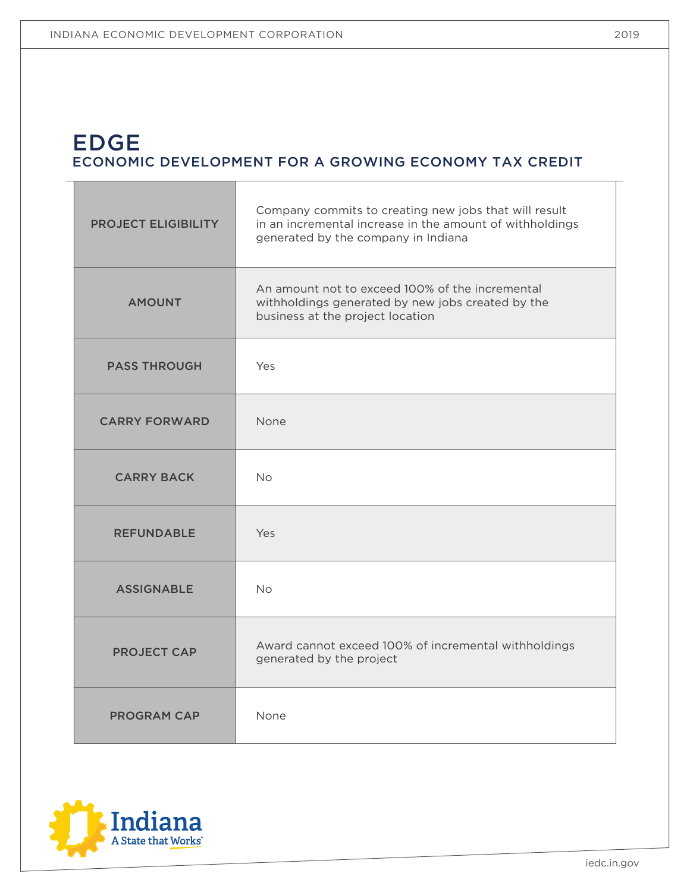# EDGE

## ECONOMIC DEVELOPMENT FOR A GROWING ECONOMY TAX CREDIT

| | |
|---|---|
| PROJECT ELIGIBILITY | Company commits to creating new jobs that will result in an incremental increase in the amount of withholdings generated by the company in Indiana |
| AMOUNT | An amount not to exceed 100% of the incremental withholdings generated by new jobs created by the business at the project location |
| PASS THROUGH | Yes |
| CARRY FORWARD | None |
| CARRY BACK | No |
| REFUNDABLE | Yes |
| ASSIGNABLE | No |
| PROJECT CAP | Award cannot exceed 100% of incremental withholdings generated by the project |
| PROGRAM CAP | None |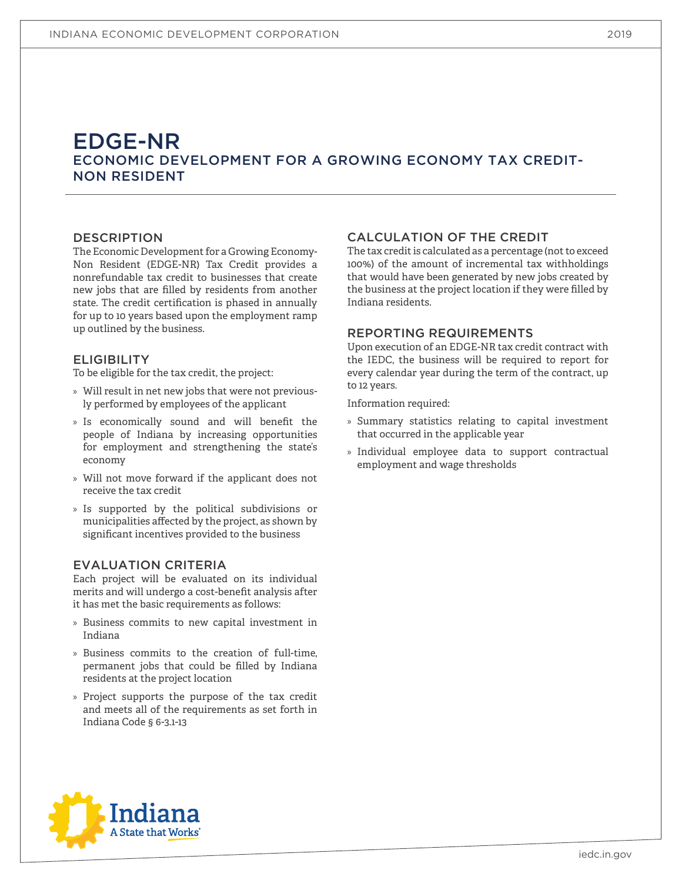# EDGE-NR

## ECONOMIC DEVELOPMENT FOR A GROWING ECONOMY TAX CREDIT-NON RESIDENT

### DESCRIPTION

The Economic Development for a Growing Economy-Non Resident (EDGE-NR) Tax Credit provides a nonrefundable tax credit to businesses that create new jobs that are filled by residents from another state. The credit certification is phased in annually for up to 10 years based upon the employment ramp up outlined by the business.

### ELIGIBILITY

To be eligible for the tax credit, the project:

- Will result in net new jobs that were not previously performed by employees of the applicant
- Is economically sound and will benefit the people of Indiana by increasing opportunities for employment and strengthening the state's economy
- Will not move forward if the applicant does not receive the tax credit
- Is supported by the political subdivisions or municipalities affected by the project, as shown by significant incentives provided to the business

### EVALUATION CRITERIA

Each project will be evaluated on its individual merits and will undergo a cost-benefit analysis after it has met the basic requirements as follows:

- Business commits to new capital investment in Indiana
- Business commits to the creation of full-time, permanent jobs that could be filled by Indiana residents at the project location
- Project supports the purpose of the tax credit and meets all of the requirements as set forth in Indiana Code § 6-3.1-13

### CALCULATION OF THE CREDIT

The tax credit is calculated as a percentage (not to exceed 100%) of the amount of incremental tax withholdings that would have been generated by new jobs created by the business at the project location if they were filled by Indiana residents.

### REPORTING REQUIREMENTS

Upon execution of an EDGE-NR tax credit contract with the IEDC, the business will be required to report for every calendar year during the term of the contract, up to 12 years.

Information required:

- Summary statistics relating to capital investment that occurred in the applicable year
- Individual employee data to support contractual employment and wage thresholds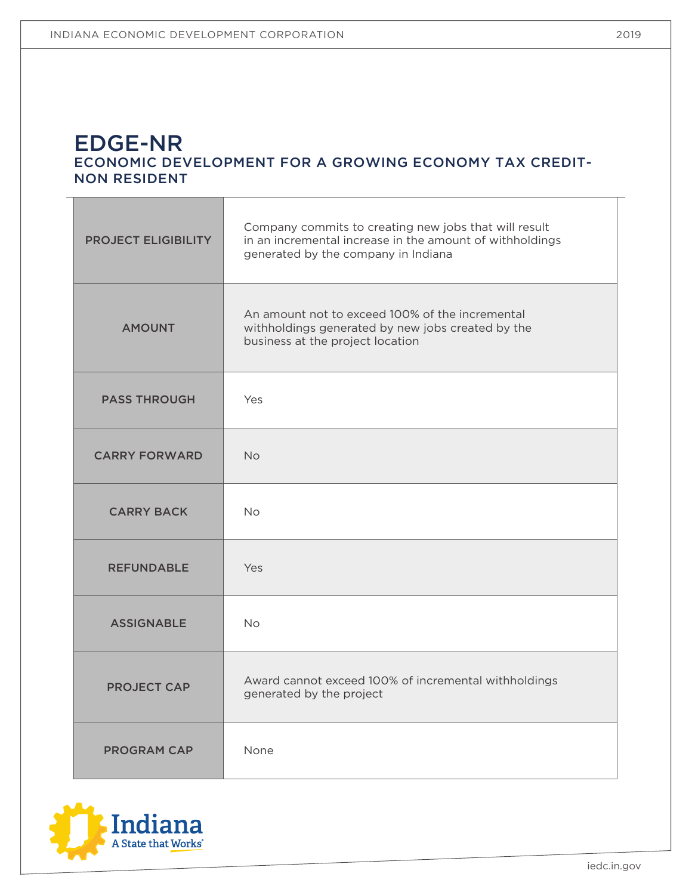# EDGE-NR

## ECONOMIC DEVELOPMENT FOR A GROWING ECONOMY TAX CREDIT-NON RESIDENT

| | |
|---|---|
| **PROJECT ELIGIBILITY** | Company commits to creating new jobs that will result in an incremental increase in the amount of withholdings generated by the company in Indiana |
| **AMOUNT** | An amount not to exceed 100% of the incremental withholdings generated by new jobs created by the business at the project location |
| **PASS THROUGH** | Yes |
| **CARRY FORWARD** | No |
| **CARRY BACK** | No |
| **REFUNDABLE** | Yes |
| **ASSIGNABLE** | No |
| **PROJECT CAP** | Award cannot exceed 100% of incremental withholdings generated by the project |
| **PROGRAM CAP** | None |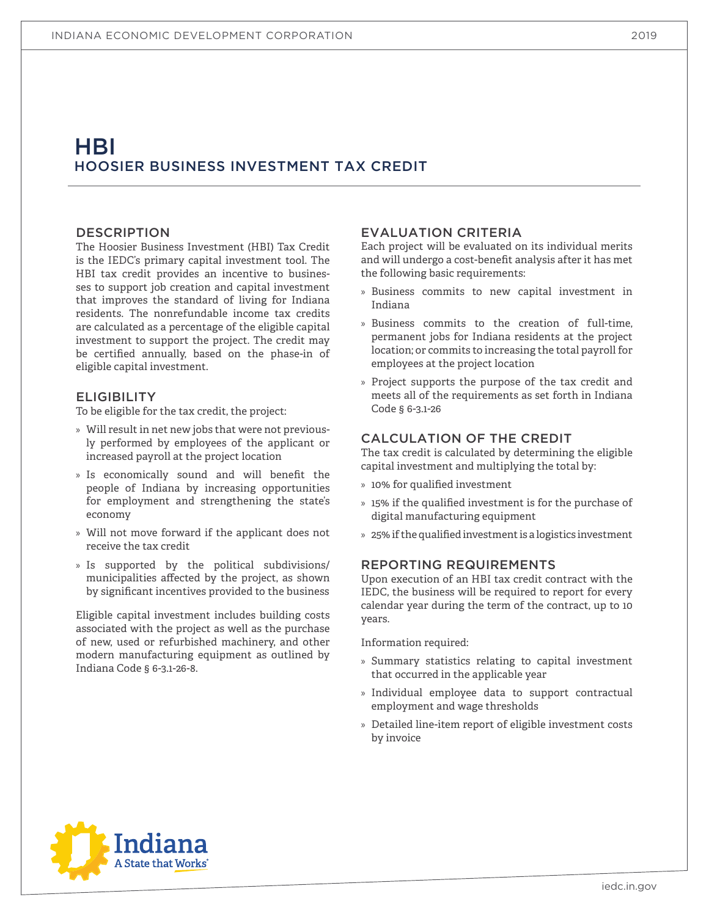# HBI

## HOOSIER BUSINESS INVESTMENT TAX CREDIT

### DESCRIPTION

The Hoosier Business Investment (HBI) Tax Credit is the IEDC's primary capital investment tool. The HBI tax credit provides an incentive to businesses to support job creation and capital investment that improves the standard of living for Indiana residents. The nonrefundable income tax credits are calculated as a percentage of the eligible capital investment to support the project. The credit may be certified annually, based on the phase-in of eligible capital investment.

### ELIGIBILITY

To be eligible for the tax credit, the project:

- Will result in net new jobs that were not previously performed by employees of the applicant or increased payroll at the project location
- Is economically sound and will benefit the people of Indiana by increasing opportunities for employment and strengthening the state's economy
- Will not move forward if the applicant does not receive the tax credit
- Is supported by the political subdivisions/municipalities affected by the project, as shown by significant incentives provided to the business

Eligible capital investment includes building costs associated with the project as well as the purchase of new, used or refurbished machinery, and other modern manufacturing equipment as outlined by Indiana Code § 6-3.1-26-8.

### EVALUATION CRITERIA

Each project will be evaluated on its individual merits and will undergo a cost-benefit analysis after it has met the following basic requirements:

- Business commits to new capital investment in Indiana
- Business commits to the creation of full-time, permanent jobs for Indiana residents at the project location; or commits to increasing the total payroll for employees at the project location
- Project supports the purpose of the tax credit and meets all of the requirements as set forth in Indiana Code § 6-3.1-26

### CALCULATION OF THE CREDIT

The tax credit is calculated by determining the eligible capital investment and multiplying the total by:

- 10% for qualified investment
- 15% if the qualified investment is for the purchase of digital manufacturing equipment
- 25% if the qualified investment is a logistics investment

### REPORTING REQUIREMENTS

Upon execution of an HBI tax credit contract with the IEDC, the business will be required to report for every calendar year during the term of the contract, up to 10 years.

Information required:

- Summary statistics relating to capital investment that occurred in the applicable year
- Individual employee data to support contractual employment and wage thresholds
- Detailed line-item report of eligible investment costs by invoice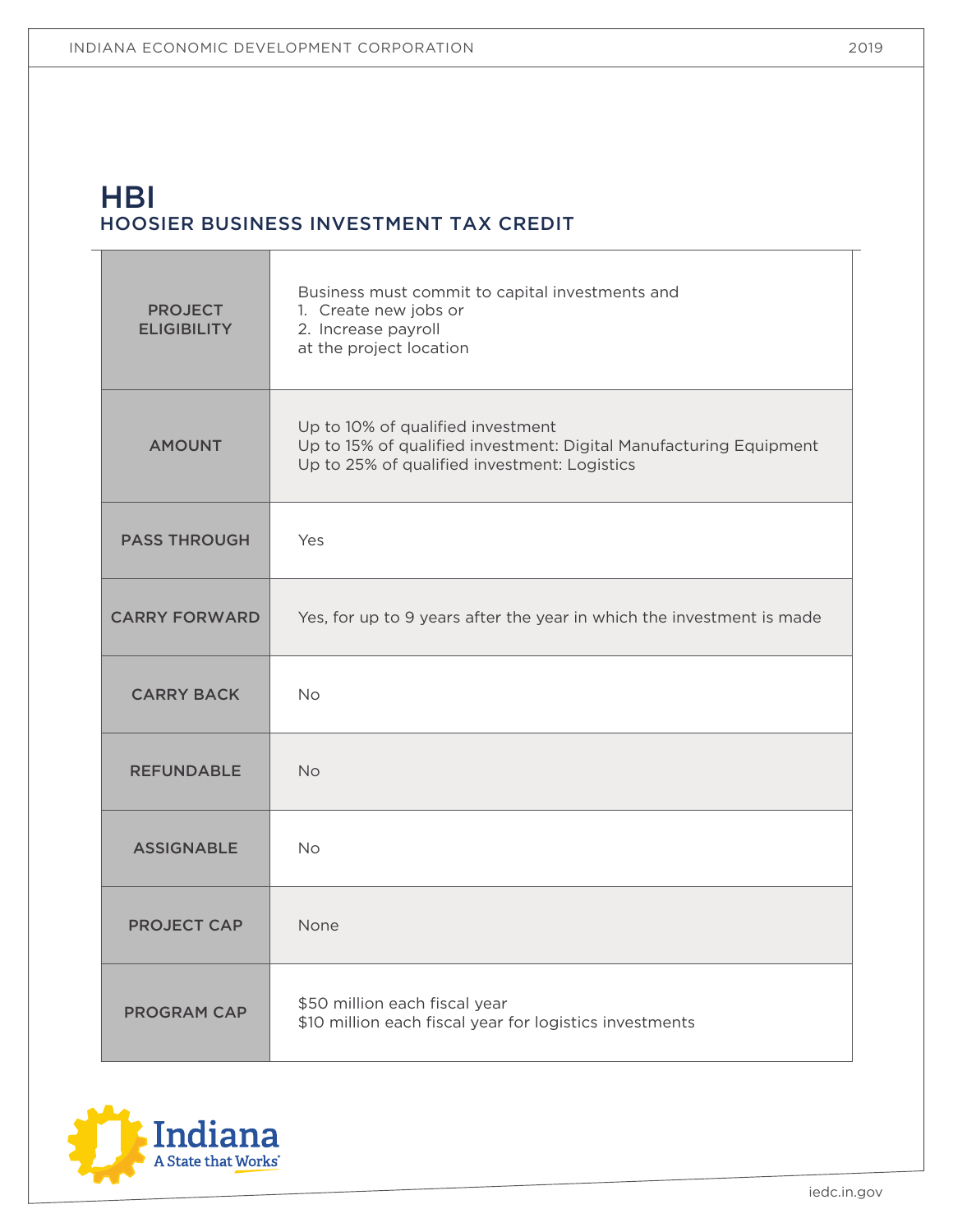# HBI

## HOOSIER BUSINESS INVESTMENT TAX CREDIT

| | |
|---|---|
| **PROJECT ELIGIBILITY** | Business must commit to capital investments and<br>1. Create new jobs or<br>2. Increase payroll<br>at the project location |
| **AMOUNT** | Up to 10% of qualified investment<br>Up to 15% of qualified investment: Digital Manufacturing Equipment<br>Up to 25% of qualified investment: Logistics |
| **PASS THROUGH** | Yes |
| **CARRY FORWARD** | Yes, for up to 9 years after the year in which the investment is made |
| **CARRY BACK** | No |
| **REFUNDABLE** | No |
| **ASSIGNABLE** | No |
| **PROJECT CAP** | None |
| **PROGRAM CAP** | $50 million each fiscal year<br>$10 million each fiscal year for logistics investments |

Indiana
A State that Works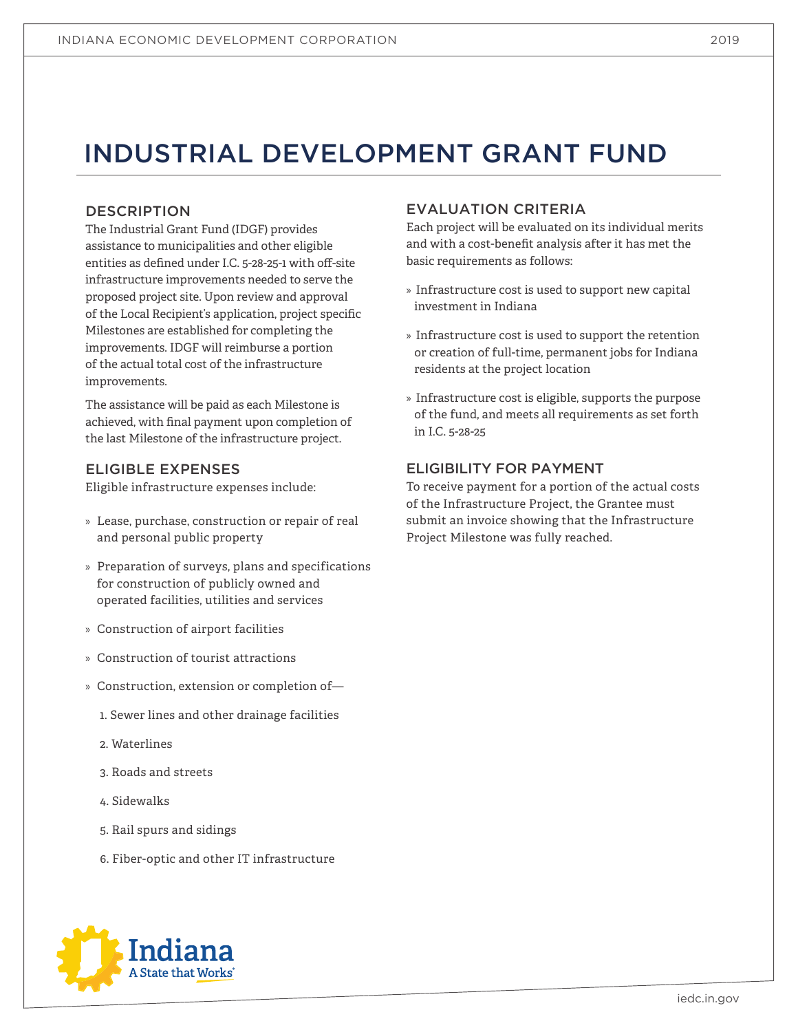# INDUSTRIAL DEVELOPMENT GRANT FUND

## DESCRIPTION

The Industrial Grant Fund (IDGF) provides assistance to municipalities and other eligible entities as defined under I.C. 5-28-25-1 with off-site infrastructure improvements needed to serve the proposed project site. Upon review and approval of the Local Recipient's application, project specific Milestones are established for completing the improvements. IDGF will reimburse a portion of the actual total cost of the infrastructure improvements.

The assistance will be paid as each Milestone is achieved, with final payment upon completion of the last Milestone of the infrastructure project.

## ELIGIBLE EXPENSES

Eligible infrastructure expenses include:

- Lease, purchase, construction or repair of real and personal public property
- Preparation of surveys, plans and specifications for construction of publicly owned and operated facilities, utilities and services
- Construction of airport facilities
- Construction of tourist attractions
- Construction, extension or completion of—
  1. Sewer lines and other drainage facilities
  2. Waterlines
  3. Roads and streets
  4. Sidewalks
  5. Rail spurs and sidings
  6. Fiber-optic and other IT infrastructure

## EVALUATION CRITERIA

Each project will be evaluated on its individual merits and with a cost-benefit analysis after it has met the basic requirements as follows:

- Infrastructure cost is used to support new capital investment in Indiana
- Infrastructure cost is used to support the retention or creation of full-time, permanent jobs for Indiana residents at the project location
- Infrastructure cost is eligible, supports the purpose of the fund, and meets all requirements as set forth in I.C. 5-28-25

## ELIGIBILITY FOR PAYMENT

To receive payment for a portion of the actual costs of the Infrastructure Project, the Grantee must submit an invoice showing that the Infrastructure Project Milestone was fully reached.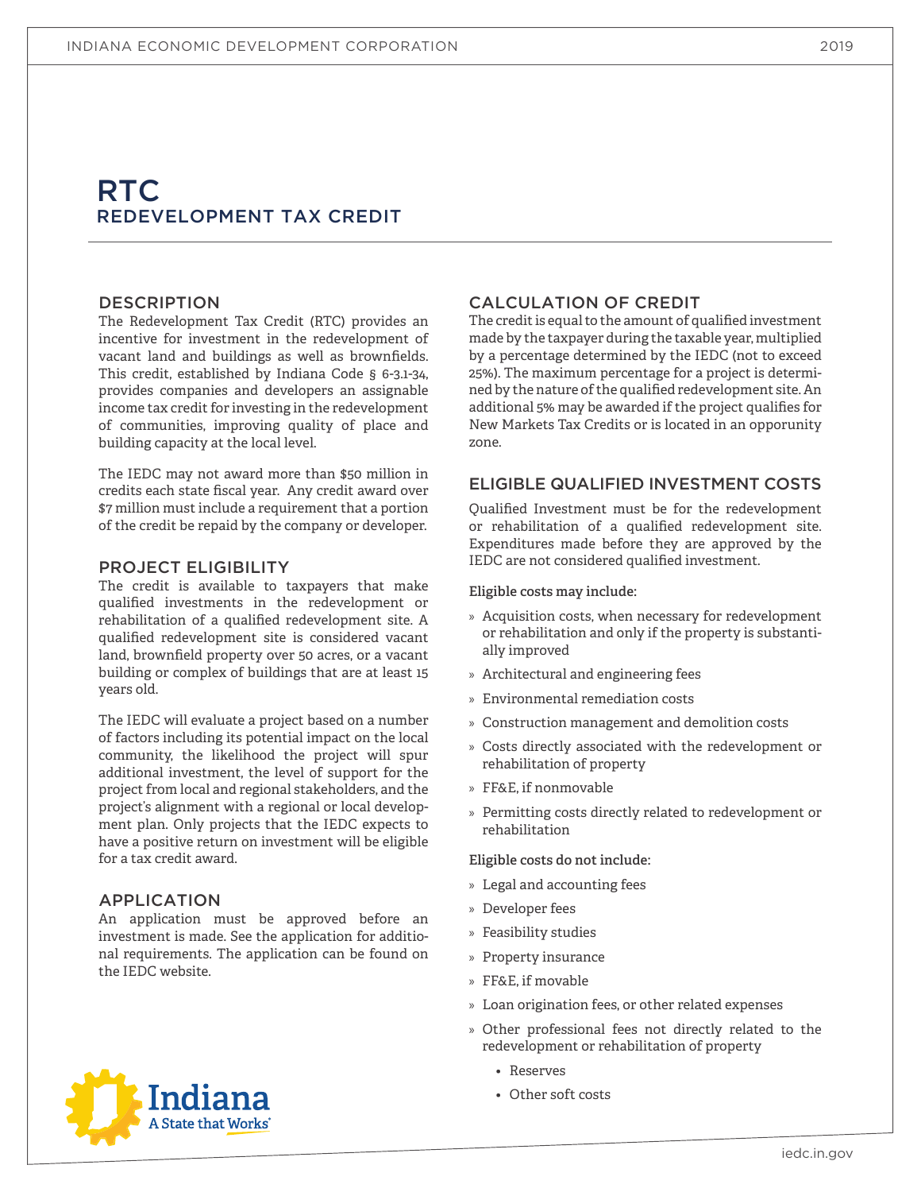# RTC
## REDEVELOPMENT TAX CREDIT

### DESCRIPTION

The Redevelopment Tax Credit (RTC) provides an incentive for investment in the redevelopment of vacant land and buildings as well as brownfields. This credit, established by Indiana Code § 6-3.1-34, provides companies and developers an assignable income tax credit for investing in the redevelopment of communities, improving quality of place and building capacity at the local level.

The IEDC may not award more than $50 million in credits each state fiscal year. Any credit award over $7 million must include a requirement that a portion of the credit be repaid by the company or developer.

### PROJECT ELIGIBILITY

The credit is available to taxpayers that make qualified investments in the redevelopment or rehabilitation of a qualified redevelopment site. A qualified redevelopment site is considered vacant land, brownfield property over 50 acres, or a vacant building or complex of buildings that are at least 15 years old.

The IEDC will evaluate a project based on a number of factors including its potential impact on the local community, the likelihood the project will spur additional investment, the level of support for the project from local and regional stakeholders, and the project's alignment with a regional or local development plan. Only projects that the IEDC expects to have a positive return on investment will be eligible for a tax credit award.

### APPLICATION

An application must be approved before an investment is made. See the application for additional requirements. The application can be found on the IEDC website.

### CALCULATION OF CREDIT

The credit is equal to the amount of qualified investment made by the taxpayer during the taxable year, multiplied by a percentage determined by the IEDC (not to exceed 25%). The maximum percentage for a project is determined by the nature of the qualified redevelopment site. An additional 5% may be awarded if the project qualifies for New Markets Tax Credits or is located in an opporunity zone.

### ELIGIBLE QUALIFIED INVESTMENT COSTS

Qualified Investment must be for the redevelopment or rehabilitation of a qualified redevelopment site. Expenditures made before they are approved by the IEDC are not considered qualified investment.

**Eligible costs may include:**

- Acquisition costs, when necessary for redevelopment or rehabilitation and only if the property is substantially improved
- Architectural and engineering fees
- Environmental remediation costs
- Construction management and demolition costs
- Costs directly associated with the redevelopment or rehabilitation of property
- FF&E, if nonmovable
- Permitting costs directly related to redevelopment or rehabilitation

**Eligible costs do not include:**

- Legal and accounting fees
- Developer fees
- Feasibility studies
- Property insurance
- FF&E, if movable
- Loan origination fees, or other related expenses
- Other professional fees not directly related to the redevelopment or rehabilitation of property
  - Reserves
  - Other soft costs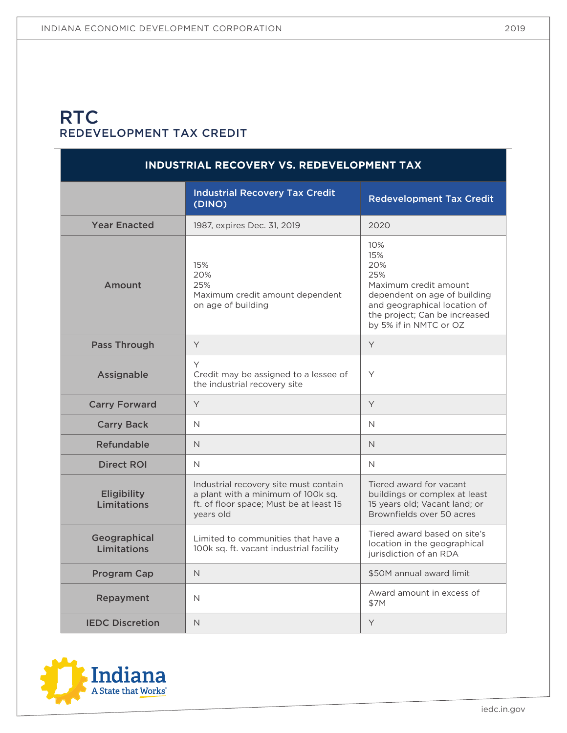# RTC

## REDEVELOPMENT TAX CREDIT

| INDUSTRIAL RECOVERY VS. REDEVELOPMENT TAX | | |
|---|---|---|
| | **Industrial Recovery Tax Credit (DINO)** | **Redevelopment Tax Credit** |
| **Year Enacted** | 1987, expires Dec. 31, 2019 | 2020 |
| **Amount** | 15%<br>20%<br>25%<br>Maximum credit amount dependent on age of building | 10%<br>15%<br>20%<br>25%<br>Maximum credit amount dependent on age of building and geographical location of the project; Can be increased by 5% if in NMTC or OZ |
| **Pass Through** | Y | Y |
| **Assignable** | Y<br>Credit may be assigned to a lessee of the industrial recovery site | Y |
| **Carry Forward** | Y | Y |
| **Carry Back** | N | N |
| **Refundable** | N | N |
| **Direct ROI** | N | N |
| **Eligibility Limitations** | Industrial recovery site must contain a plant with a minimum of 100k sq. ft. of floor space; Must be at least 15 years old | Tiered award for vacant buildings or complex at least 15 years old; Vacant land; or Brownfields over 50 acres |
| **Geographical Limitations** | Limited to communities that have a 100k sq. ft. vacant industrial facility | Tiered award based on site's location in the geographical jurisdiction of an RDA |
| **Program Cap** | N | $50M annual award limit |
| **Repayment** | N | Award amount in excess of $7M |
| **IEDC Discretion** | N | Y |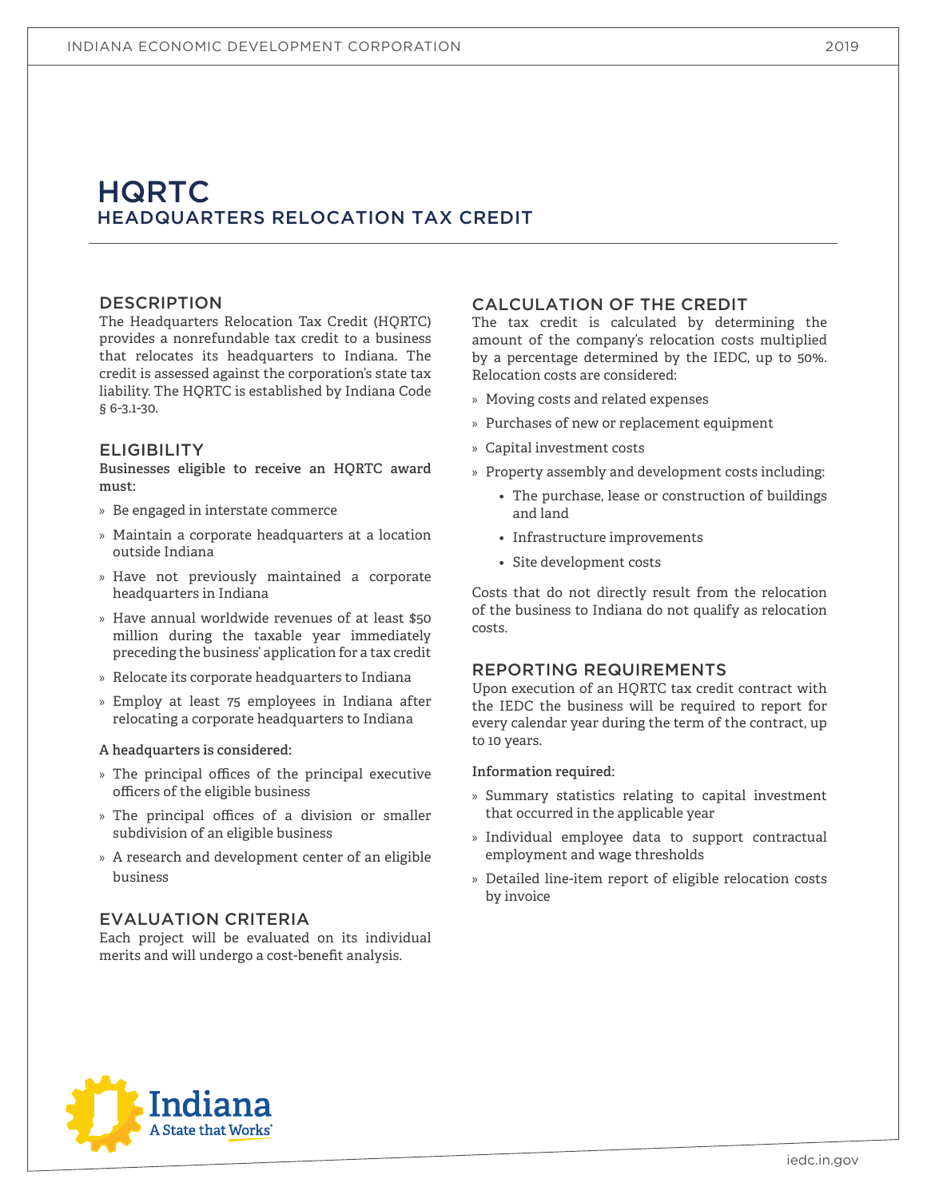# HQRTC

## HEADQUARTERS RELOCATION TAX CREDIT

### DESCRIPTION

The Headquarters Relocation Tax Credit (HQRTC) provides a nonrefundable tax credit to a business that relocates its headquarters to Indiana. The credit is assessed against the corporation's state tax liability. The HQRTC is established by Indiana Code § 6-3.1-30.

### ELIGIBILITY

**Businesses eligible to receive an HQRTC award must:**

- Be engaged in interstate commerce
- Maintain a corporate headquarters at a location outside Indiana
- Have not previously maintained a corporate headquarters in Indiana
- Have annual worldwide revenues of at least $50 million during the taxable year immediately preceding the business' application for a tax credit
- Relocate its corporate headquarters to Indiana
- Employ at least 75 employees in Indiana after relocating a corporate headquarters to Indiana

**A headquarters is considered:**

- The principal offices of the principal executive officers of the eligible business
- The principal offices of a division or smaller subdivision of an eligible business
- A research and development center of an eligible business

### EVALUATION CRITERIA

Each project will be evaluated on its individual merits and will undergo a cost-benefit analysis.

### CALCULATION OF THE CREDIT

The tax credit is calculated by determining the amount of the company's relocation costs multiplied by a percentage determined by the IEDC, up to 50%. Relocation costs are considered:

- Moving costs and related expenses
- Purchases of new or replacement equipment
- Capital investment costs
- Property assembly and development costs including:
  - The purchase, lease or construction of buildings and land
  - Infrastructure improvements
  - Site development costs

Costs that do not directly result from the relocation of the business to Indiana do not qualify as relocation costs.

### REPORTING REQUIREMENTS

Upon execution of an HQRTC tax credit contract with the IEDC the business will be required to report for every calendar year during the term of the contract, up to 10 years.

**Information required:**

- Summary statistics relating to capital investment that occurred in the applicable year
- Individual employee data to support contractual employment and wage thresholds
- Detailed line-item report of eligible relocation costs by invoice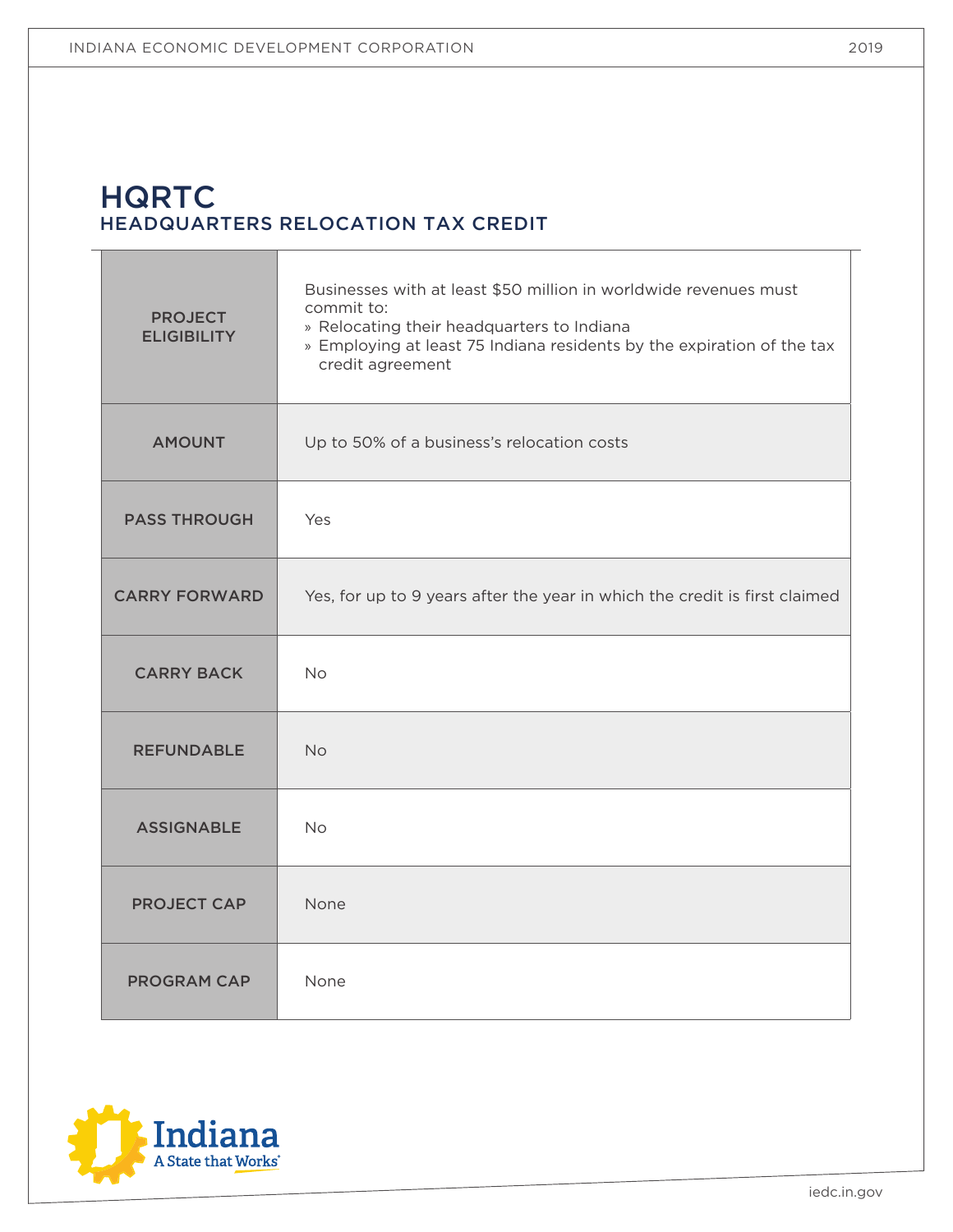# HQRTC
## HEADQUARTERS RELOCATION TAX CREDIT

| | |
|---|---|
| **PROJECT ELIGIBILITY** | Businesses with at least $50 million in worldwide revenues must commit to:<br>» Relocating their headquarters to Indiana<br>» Employing at least 75 Indiana residents by the expiration of the tax credit agreement |
| **AMOUNT** | Up to 50% of a business's relocation costs |
| **PASS THROUGH** | Yes |
| **CARRY FORWARD** | Yes, for up to 9 years after the year in which the credit is first claimed |
| **CARRY BACK** | No |
| **REFUNDABLE** | No |
| **ASSIGNABLE** | No |
| **PROJECT CAP** | None |
| **PROGRAM CAP** | None |

Indiana
A State that Works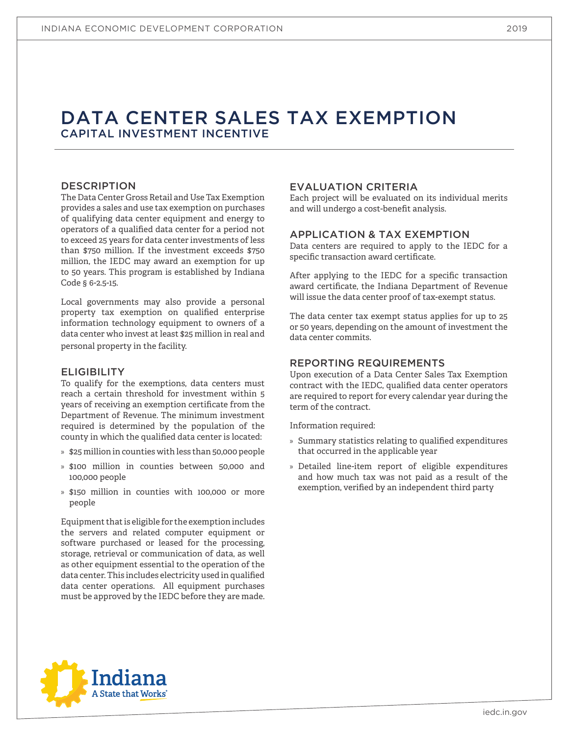# DATA CENTER SALES TAX EXEMPTION

## CAPITAL INVESTMENT INCENTIVE

### DESCRIPTION

The Data Center Gross Retail and Use Tax Exemption provides a sales and use tax exemption on purchases of qualifying data center equipment and energy to operators of a qualified data center for a period not to exceed 25 years for data center investments of less than $750 million. If the investment exceeds $750 million, the IEDC may award an exemption for up to 50 years. This program is established by Indiana Code § 6-2.5-15.

Local governments may also provide a personal property tax exemption on qualified enterprise information technology equipment to owners of a data center who invest at least $25 million in real and personal property in the facility.

### ELIGIBILITY

To qualify for the exemptions, data centers must reach a certain threshold for investment within 5 years of receiving an exemption certificate from the Department of Revenue. The minimum investment required is determined by the population of the county in which the qualified data center is located:

- $25 million in counties with less than 50,000 people
- $100 million in counties between 50,000 and 100,000 people
- $150 million in counties with 100,000 or more people

Equipment that is eligible for the exemption includes the servers and related computer equipment or software purchased or leased for the processing, storage, retrieval or communication of data, as well as other equipment essential to the operation of the data center. This includes electricity used in qualified data center operations. All equipment purchases must be approved by the IEDC before they are made.

### EVALUATION CRITERIA

Each project will be evaluated on its individual merits and will undergo a cost-benefit analysis.

### APPLICATION & TAX EXEMPTION

Data centers are required to apply to the IEDC for a specific transaction award certificate.

After applying to the IEDC for a specific transaction award certificate, the Indiana Department of Revenue will issue the data center proof of tax-exempt status.

The data center tax exempt status applies for up to 25 or 50 years, depending on the amount of investment the data center commits.

### REPORTING REQUIREMENTS

Upon execution of a Data Center Sales Tax Exemption contract with the IEDC, qualified data center operators are required to report for every calendar year during the term of the contract.

Information required:

- Summary statistics relating to qualified expenditures that occurred in the applicable year
- Detailed line-item report of eligible expenditures and how much tax was not paid as a result of the exemption, verified by an independent third party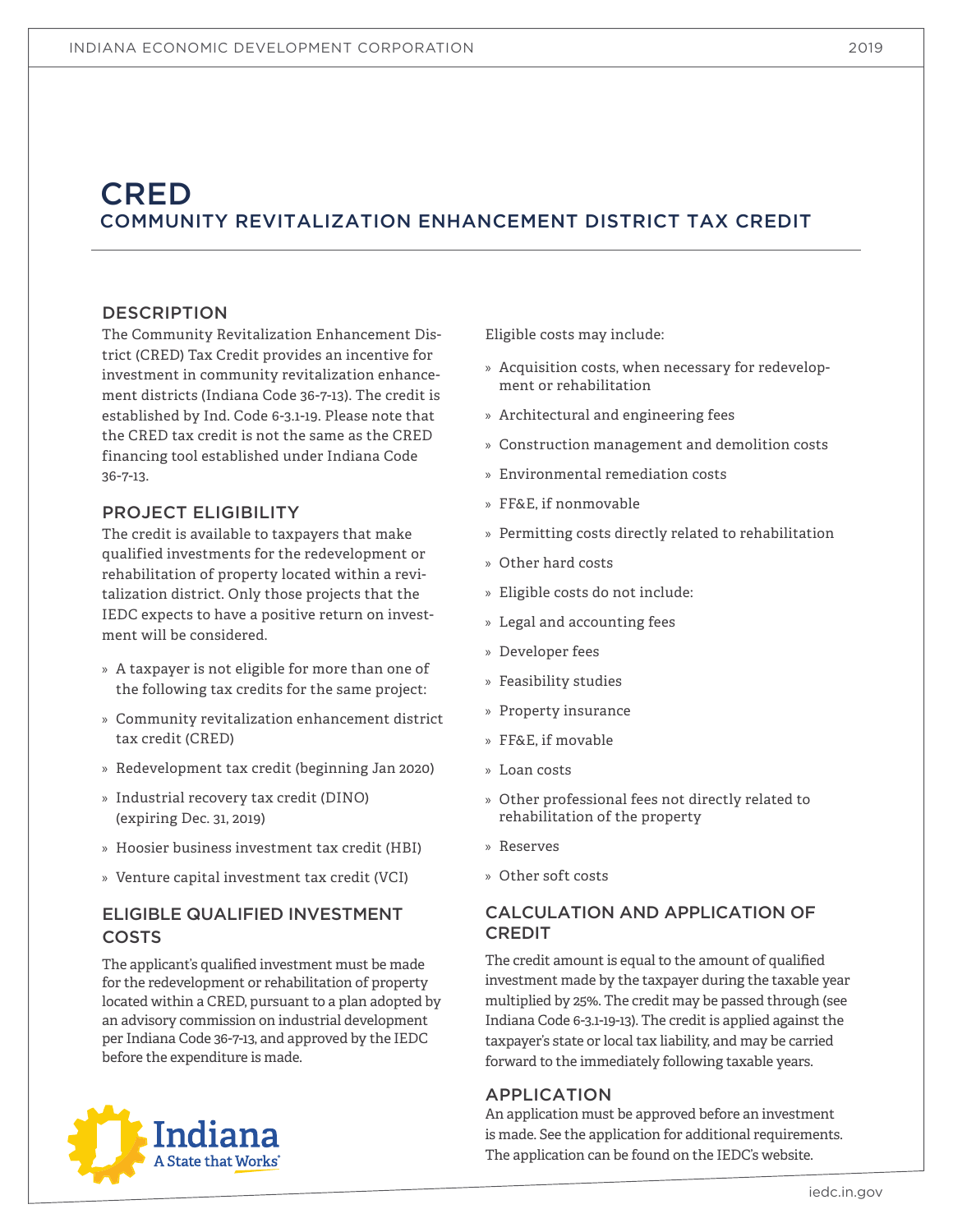# CRED

## COMMUNITY REVITALIZATION ENHANCEMENT DISTRICT TAX CREDIT

### DESCRIPTION

The Community Revitalization Enhancement District (CRED) Tax Credit provides an incentive for investment in community revitalization enhancement districts (Indiana Code 36-7-13). The credit is established by Ind. Code 6-3.1-19. Please note that the CRED tax credit is not the same as the CRED financing tool established under Indiana Code 36-7-13.

### PROJECT ELIGIBILITY

The credit is available to taxpayers that make qualified investments for the redevelopment or rehabilitation of property located within a revitalization district. Only those projects that the IEDC expects to have a positive return on investment will be considered.

- A taxpayer is not eligible for more than one of the following tax credits for the same project:
- Community revitalization enhancement district tax credit (CRED)
- Redevelopment tax credit (beginning Jan 2020)
- Industrial recovery tax credit (DINO) (expiring Dec. 31, 2019)
- Hoosier business investment tax credit (HBI)
- Venture capital investment tax credit (VCI)

### ELIGIBLE QUALIFIED INVESTMENT COSTS

The applicant's qualified investment must be made for the redevelopment or rehabilitation of property located within a CRED, pursuant to a plan adopted by an advisory commission on industrial development per Indiana Code 36-7-13, and approved by the IEDC before the expenditure is made.

Eligible costs may include:

- Acquisition costs, when necessary for redevelopment or rehabilitation
- Architectural and engineering fees
- Construction management and demolition costs
- Environmental remediation costs
- FF&E, if nonmovable
- Permitting costs directly related to rehabilitation
- Other hard costs
- Eligible costs do not include:
- Legal and accounting fees
- Developer fees
- Feasibility studies
- Property insurance
- FF&E, if movable
- Loan costs
- Other professional fees not directly related to rehabilitation of the property
- Reserves
- Other soft costs

### CALCULATION AND APPLICATION OF CREDIT

The credit amount is equal to the amount of qualified investment made by the taxpayer during the taxable year multiplied by 25%. The credit may be passed through (see Indiana Code 6-3.1-19-13). The credit is applied against the taxpayer's state or local tax liability, and may be carried forward to the immediately following taxable years.

### APPLICATION

An application must be approved before an investment is made. See the application for additional requirements. The application can be found on the IEDC's website.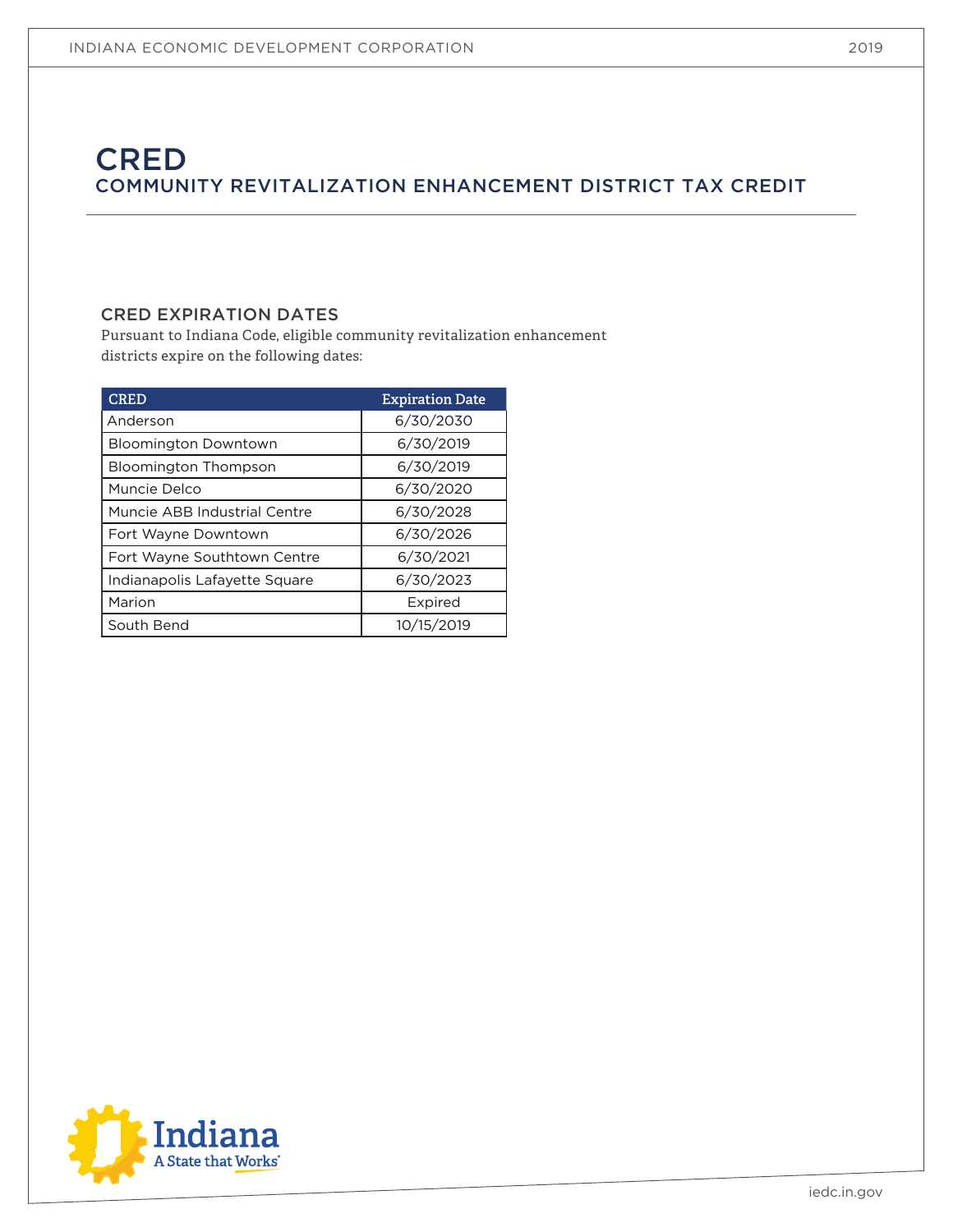# CRED

## COMMUNITY REVITALIZATION ENHANCEMENT DISTRICT TAX CREDIT

### CRED EXPIRATION DATES

Pursuant to Indiana Code, eligible community revitalization enhancement districts expire on the following dates:

| CRED | Expiration Date |
|---|---|
| Anderson | 6/30/2030 |
| Bloomington Downtown | 6/30/2019 |
| Bloomington Thompson | 6/30/2019 |
| Muncie Delco | 6/30/2020 |
| Muncie ABB Industrial Centre | 6/30/2028 |
| Fort Wayne Downtown | 6/30/2026 |
| Fort Wayne Southtown Centre | 6/30/2021 |
| Indianapolis Lafayette Square | 6/30/2023 |
| Marion | Expired |
| South Bend | 10/15/2019 |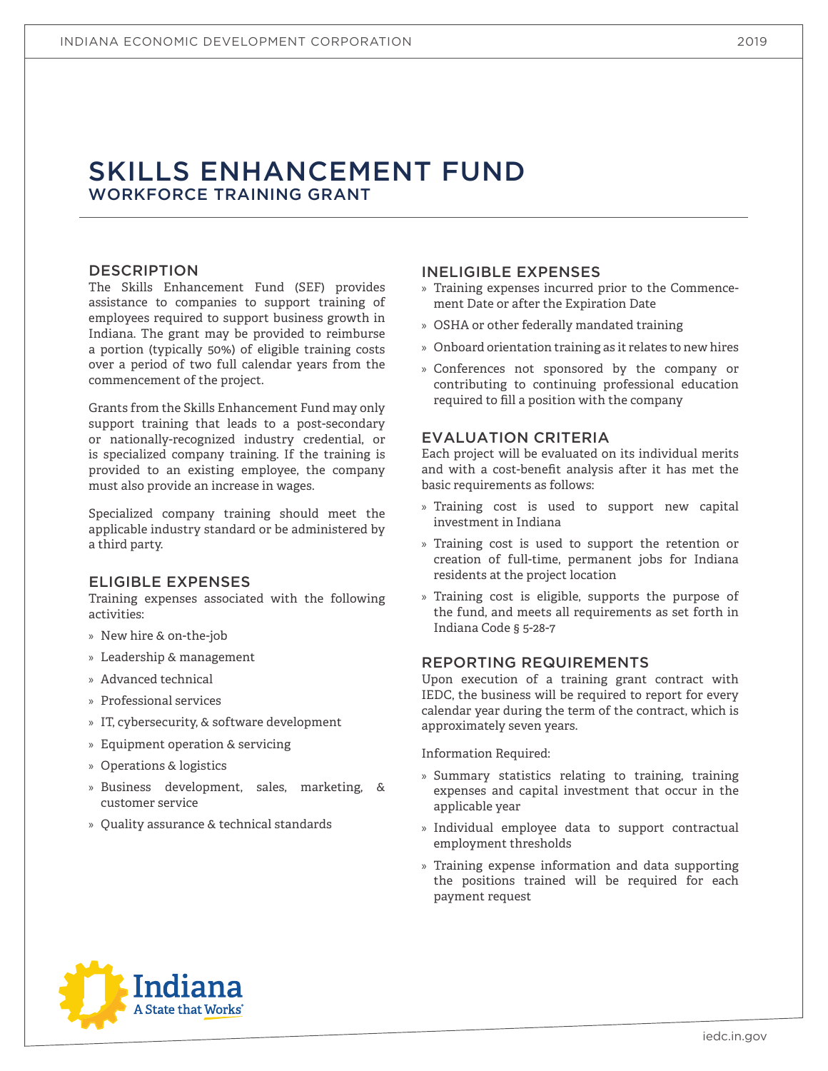# SKILLS ENHANCEMENT FUND

## WORKFORCE TRAINING GRANT

### DESCRIPTION

The Skills Enhancement Fund (SEF) provides assistance to companies to support training of employees required to support business growth in Indiana. The grant may be provided to reimburse a portion (typically 50%) of eligible training costs over a period of two full calendar years from the commencement of the project.

Grants from the Skills Enhancement Fund may only support training that leads to a post-secondary or nationally-recognized industry credential, or is specialized company training. If the training is provided to an existing employee, the company must also provide an increase in wages.

Specialized company training should meet the applicable industry standard or be administered by a third party.

### ELIGIBLE EXPENSES

Training expenses associated with the following activities:

- New hire & on-the-job
- Leadership & management
- Advanced technical
- Professional services
- IT, cybersecurity, & software development
- Equipment operation & servicing
- Operations & logistics
- Business development, sales, marketing, & customer service
- Quality assurance & technical standards

### INELIGIBLE EXPENSES

- Training expenses incurred prior to the Commencement Date or after the Expiration Date
- OSHA or other federally mandated training
- Onboard orientation training as it relates to new hires
- Conferences not sponsored by the company or contributing to continuing professional education required to fill a position with the company

### EVALUATION CRITERIA

Each project will be evaluated on its individual merits and with a cost-benefit analysis after it has met the basic requirements as follows:

- Training cost is used to support new capital investment in Indiana
- Training cost is used to support the retention or creation of full-time, permanent jobs for Indiana residents at the project location
- Training cost is eligible, supports the purpose of the fund, and meets all requirements as set forth in Indiana Code § 5-28-7

### REPORTING REQUIREMENTS

Upon execution of a training grant contract with IEDC, the business will be required to report for every calendar year during the term of the contract, which is approximately seven years.

Information Required:

- Summary statistics relating to training, training expenses and capital investment that occur in the applicable year
- Individual employee data to support contractual employment thresholds
- Training expense information and data supporting the positions trained will be required for each payment request

Indiana
A State that Works

iedc.in.gov